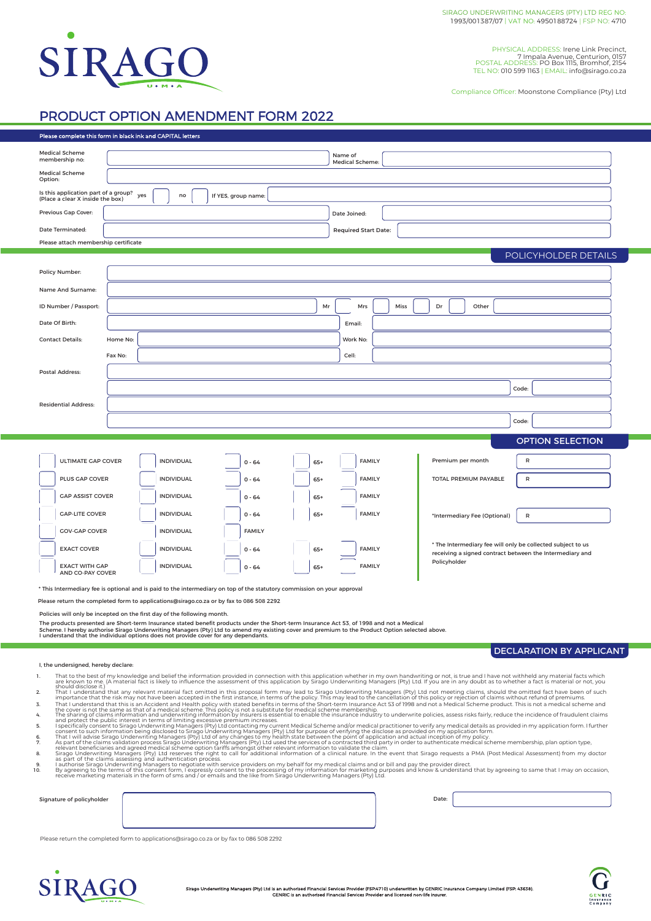SIRAGO UNDERWRITING MANAGERS (PTY) LTD REG NO: 1993/001387/07 | VAT NO: 4950188724 | FSP NO: 4710

SIRAGO
U • M • A

PHYSICAL ADDRESS: Irene Link Precinct, 7 Impala Avenue, Centurion, 0157
POSTAL ADDRESS: PO Box 1115, Bromhof, 2154
TEL NO: 010 599 1163 | EMAIL: info@sirago.co.za

Compliance Officer: Moonstone Compliance (Pty) Ltd

# PRODUCT OPTION AMENDMENT FORM 2022

**Please complete this form in black ink and CAPITAL letters**

| | | | |
|---|---|---|---|
| Medical Scheme membership no: | | Name of Medical Scheme: | |
| Medical Scheme Option: | | | |
| Is this application part of a group? (Place a clear X inside the box) | yes ☐ no ☐ | If YES, group name: | |
| Previous Gap Cover: | | Date Joined: | |
| Date Terminated: | | Required Start Date: | |

Please attach membership certificate

## POLICYHOLDER DETAILS

| | |
|---|---|
| Policy Number: | |
| Name And Surname: | |
| ID Number / Passport: | Mr ☐ Mrs ☐ Miss ☐ Dr ☐ Other |
| Date Of Birth: | Email: |
| Contact Details: | Home No: / Work No: |
| | Fax No: / Cell: |
| Postal Address: | |
| | Code: |
| Residential Address: | |
| | Code: |

## OPTION SELECTION

| | | | | |
|---|---|---|---|---|
| ☐ ULTIMATE GAP COVER | ☐ INDIVIDUAL | ☐ 0 - 64 | ☐ 65+ | ☐ FAMILY |
| ☐ PLUS GAP COVER | ☐ INDIVIDUAL | ☐ 0 - 64 | ☐ 65+ | ☐ FAMILY |
| ☐ GAP ASSIST COVER | ☐ INDIVIDUAL | ☐ 0 - 64 | ☐ 65+ | ☐ FAMILY |
| ☐ GAP-LITE COVER | ☐ INDIVIDUAL | ☐ 0 - 64 | ☐ 65+ | ☐ FAMILY |
| ☐ GOV-GAP COVER | ☐ INDIVIDUAL | ☐ FAMILY | | |
| ☐ EXACT COVER | ☐ INDIVIDUAL | ☐ 0 - 64 | ☐ 65+ | ☐ FAMILY |
| ☐ EXACT WITH GAP AND CO-PAY COVER | ☐ INDIVIDUAL | ☐ 0 - 64 | ☐ 65+ | ☐ FAMILY |

| | |
|---|---|
| Premium per month | R |
| TOTAL PREMIUM PAYABLE | R |
| *Intermediary Fee (Optional) | R |

\* The Intermediary fee will only be collected subject to us receiving a signed contract between the Intermediary and Policyholder

\* This Intermediary fee is optional and is paid to the intermediary on top of the statutory commission on your approval

Please return the completed form to applications@sirago.co.za or by fax to 086 508 2292

Policies will only be incepted on the first day of the following month.

The products presented are Short-term Insurance stated benefit products under the Short-term Insurance Act 53, of 1998 and not a Medical Scheme. I hereby authorise Sirago Underwriting Managers (Pty) Ltd to amend my existing cover and premium to the Product Option selected above. I understand that the individual options does not provide cover for any dependants.

## DECLARATION BY APPLICANT

I, the undersigned, hereby declare:

1. That to the best of my knowledge and belief the information provided in connection with this application whether in my own handwriting or not, is true and I have not withheld any material facts which are known to me. (A material fact is likely to influence the assessment of this application by Sirago Underwriting Managers (Pty) Ltd. If you are in any doubt as to whether a fact is material or not, you should disclose it.)
2. That I understand that any relevant material fact omitted in this proposal form may lead to Sirago Underwriting Managers (Pty) Ltd not meeting claims, should the omitted fact have been of such importance that the risk may not have been accepted in the first instance, in terms of the policy. This may lead to the cancellation of this policy or rejection of claims without refund of premiums.
3. That I understand that this is an Accident and Health policy with stated benefits in terms of the Short-term Insurance Act 53 of 1998 and not a Medical Scheme product. This is not a medical scheme and the cover is not the same as that of a medical scheme. This policy is not a substitute for medical scheme membership.
4. The sharing of claims information and underwriting information by Insurers is essential to enable the insurance industry to underwrite policies, assess risks fairly, reduce the incidence of fraudulent claims and protect the public interest in terms of limiting excessive premium increases.
5. I specifically consent to Sirago Underwriting Managers (Pty) Ltd contacting my current Medical Scheme and/or medical practitioner to verify any medical details as provided in my application form. I further consent to such information being disclosed to Sirago Underwriting Managers (Pty) Ltd for purpose of verifying the disclose as provided on my application form.
6. That I will advise Sirago Underwriting Managers (Pty) Ltd of any changes to my health state between the point of application and actual inception of my policy.
7. As part of the claims validation process Sirago Underwriting Managers (Pty) Ltd used the services of a contracted third party in order to authenticate medical scheme membership, plan option type, relevant beneficiaries and agreed medical scheme option tariffs amongst other relevant information to validate the claim.
8. Sirago Underwriting Managers (Pty) Ltd reserves the right to call for additional information of a clinical nature. In the event that Sirago requests a PMA (Post Medical Assessment) from my doctor as part of the claims assessing and authentication process.
9. I authorise Sirago Underwriting Managers to negotiate with service providers on my behalf for my medical claims and or bill and pay the provider direct.
10. By agreeing to the terms of this consent form, I expressly consent to the processing of my information for marketing purposes and know & understand that by agreeing to same that I may on occasion, receive marketing materials in the form of sms and / or emails and the like from Sirago Underwriting Managers (Pty) Ltd.

| | | | |
|---|---|---|---|
| Signature of policyholder | | Date: | |

Please return the completed form to applications@sirago.co.za or by fax to 086 508 2292

Sirago Underwriting Managers (Pty) Ltd is an authorised Financial Services Provider (FSP:4710) underwritten by GENRIC Insurance Company Limited (FSP: 43638). GENRIC is an authorised Financial Services Provider and licensed non-life insurer.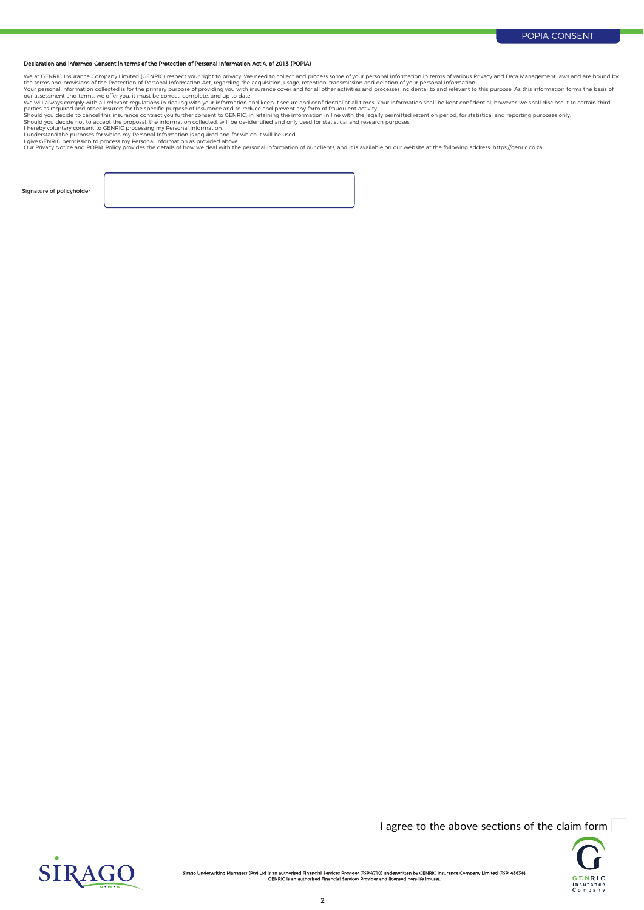POPIA CONSENT

**Declaration and Informed Consent in terms of the Protection of Personal Information Act 4, of 2013 (POPIA)**

We at GENRIC Insurance Company Limited (GENRIC) respect your right to privacy. We need to collect and process some of your personal information in terms of various Privacy and Data Management laws and are bound by the terms and provisions of the Protection of Personal Information Act, regarding the acquisition, usage, retention, transmission and deletion of your personal information.
Your personal information collected is for the primary purpose of providing you with insurance cover and for all other activities and processes incidental to and relevant to this purpose. As this information forms the basis of our assessment and terms, we offer you, it must be correct, complete, and up to date.
We will always comply with all relevant regulations in dealing with your information and keep it secure and confidential at all times. Your information shall be kept confidential, however, we shall disclose it to certain third parties as required and other insurers for the specific purpose of insurance and to reduce and prevent any form of fraudulent activity.
Should you decide to cancel this insurance contract you further consent to GENRIC, in retaining the information in line with the legally permitted retention period, for statistical and reporting purposes only.
Should you decide not to accept the proposal, the information collected, will be de-identified and only used for statistical and research purposes.
I hereby voluntary consent to GENRIC processing my Personal Information.
I understand the purposes for which my Personal Information is required and for which it will be used.
I give GENRIC permission to process my Personal Information as provided above.
Our Privacy Notice and POPIA Policy provides the details of how we deal with the personal information of our clients, and it is available on our website at the following address: https://genric.co.za

Signature of policyholder

I agree to the above sections of the claim form

Sirago Underwriting Managers (Pty) Ltd is an authorised Financial Services Provider (FSP:4710) underwritten by GENRIC Insurance Company Limited (FSP: 43638).
GENRIC is an authorised Financial Services Provider and licensed non-life insurer.